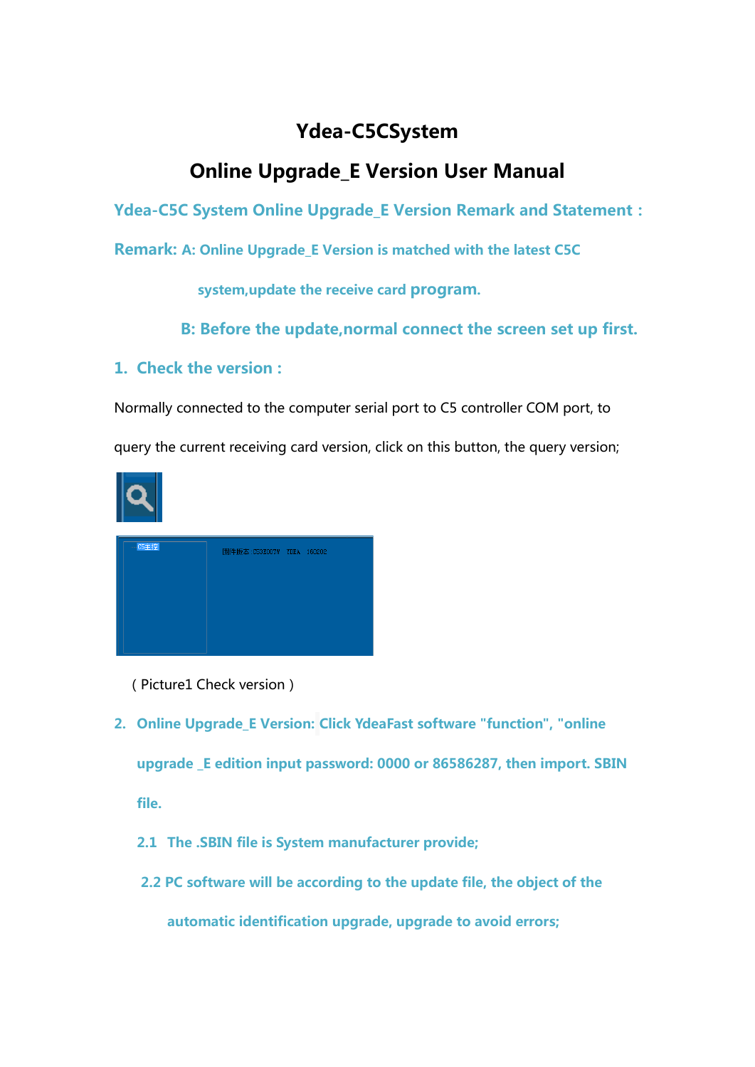# Ydea-C5CSystem

# Online Upgrade_E Version User Manual

**Ydea-C5C System Online Upgrade_E Version Remark and Statement :**

**Remark: A: Online Upgrade_E Version is matched with the latest C5C system,update the receive card program.**

**B: Before the update,normal connect the screen set up first.**

## 1. Check the version :

Normally connected to the computer serial port to C5 controller COM port, to query the current receiving card version, click on this button, the query version;

( Picture1 Check version )

## 2. Online Upgrade_E Version: Click YdeaFast software "function", "online upgrade _E edition input password: 0000 or 86586287, then import. SBIN file.

**2.1 The .SBIN file is System manufacturer provide;**

**2.2 PC software will be according to the update file, the object of the automatic identification upgrade, upgrade to avoid errors;**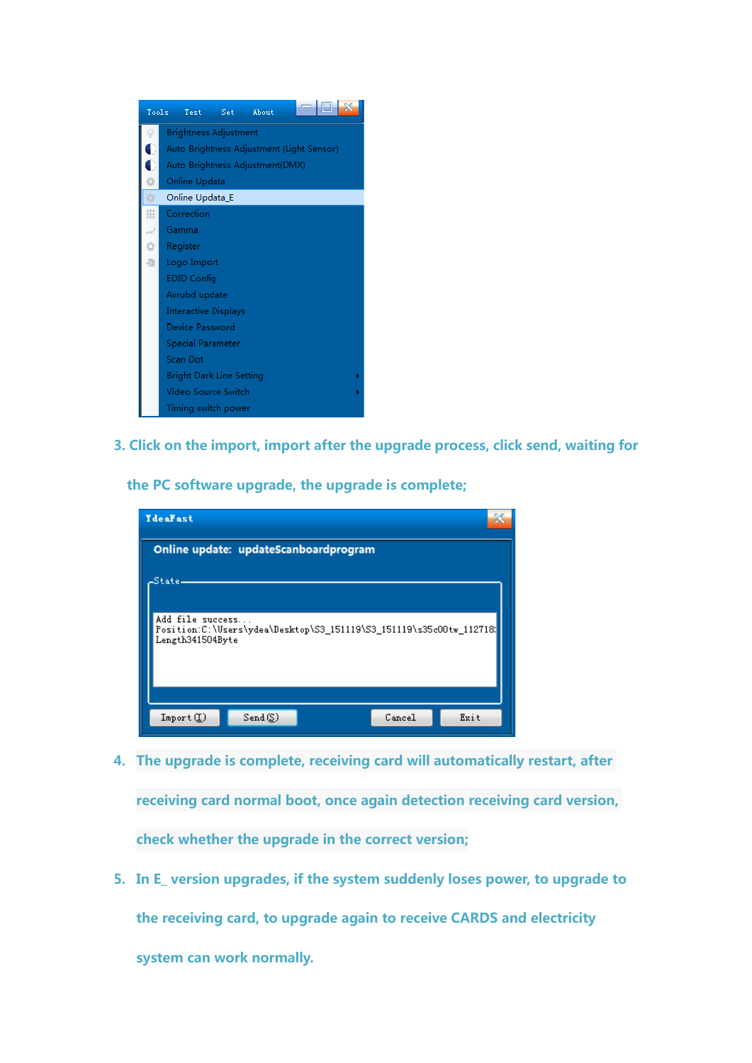3. Click on the import, import after the upgrade process, click send, waiting for the PC software upgrade, the upgrade is complete;

4. The upgrade is complete, receiving card will automatically restart, after receiving card normal boot, once again detection receiving card version, check whether the upgrade in the correct version;

5. In E_ version upgrades, if the system suddenly loses power, to upgrade to the receiving card, to upgrade again to receive CARDS and electricity system can work normally.